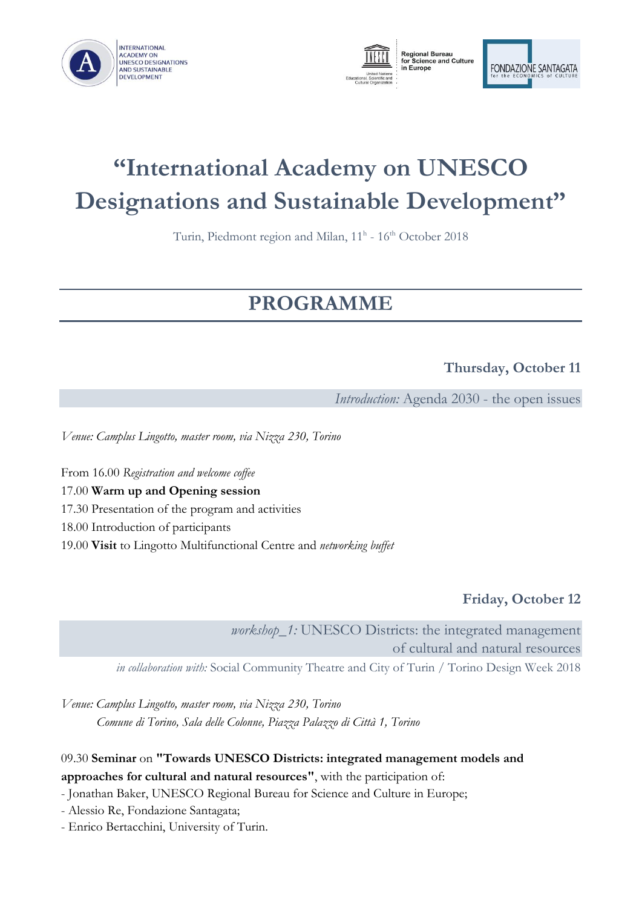INTERNATIONAL ACADEMY ON UNESCO DESIGNATIONS AND SUSTAINABLE DEVELOPMENT

UNESCO – United Nations Educational, Scientific and Cultural Organization – Regional Bureau for Science and Culture in Europe

FONDAZIONE SANTAGATA for the ECONOMICS of CULTURE

# "International Academy on UNESCO Designations and Sustainable Development"

Turin, Piedmont region and Milan, 11h - 16th October 2018

## PROGRAMME

### Thursday, October 11

*Introduction:* Agenda 2030 - the open issues

*Venue: Camplus Lingotto, master room, via Nizza 230, Torino*

From 16.00 *Registration and welcome coffee*
17.00 **Warm up and Opening session**
17.30 Presentation of the program and activities
18.00 Introduction of participants
19.00 **Visit** to Lingotto Multifunctional Centre and *networking buffet*

### Friday, October 12

*workshop_1:* UNESCO Districts: the integrated management of cultural and natural resources

*in collaboration with:* Social Community Theatre and City of Turin / Torino Design Week 2018

*Venue: Camplus Lingotto, master room, via Nizza 230, Torino*
*Comune di Torino, Sala delle Colonne, Piazza Palazzo di Città 1, Torino*

09.30 **Seminar** on **"Towards UNESCO Districts: integrated management models and approaches for cultural and natural resources"**, with the participation of:

- Jonathan Baker, UNESCO Regional Bureau for Science and Culture in Europe;
- Alessio Re, Fondazione Santagata;
- Enrico Bertacchini, University of Turin.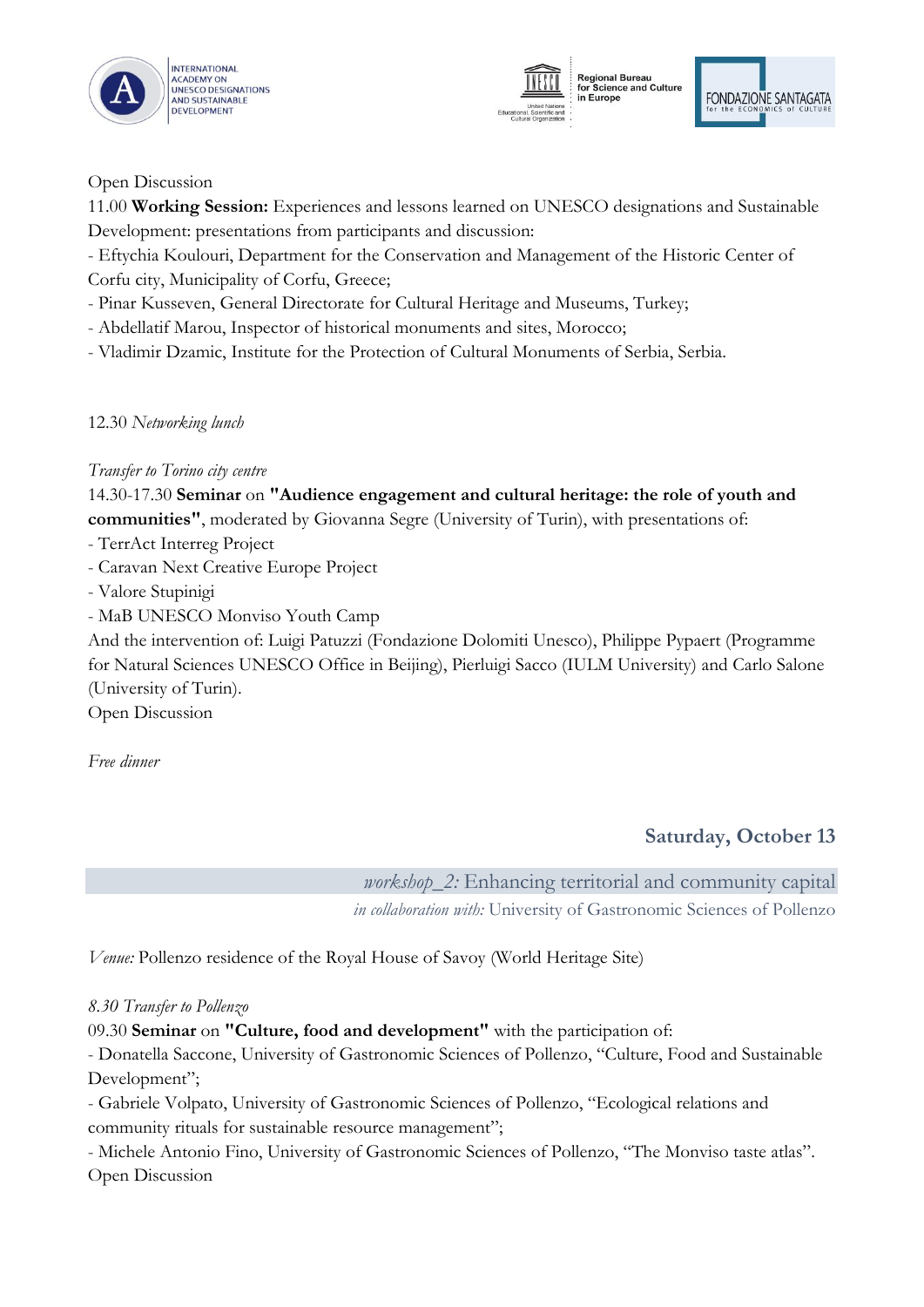Open Discussion

11.00 **Working Session:** Experiences and lessons learned on UNESCO designations and Sustainable Development: presentations from participants and discussion:

- Eftychia Koulouri, Department for the Conservation and Management of the Historic Center of Corfu city, Municipality of Corfu, Greece;
- Pinar Kusseven, General Directorate for Cultural Heritage and Museums, Turkey;
- Abdellatif Marou, Inspector of historical monuments and sites, Morocco;
- Vladimir Dzamic, Institute for the Protection of Cultural Monuments of Serbia, Serbia.

12.30 *Networking lunch*

*Transfer to Torino city centre*

14.30-17.30 **Seminar** on **"Audience engagement and cultural heritage: the role of youth and communities"**, moderated by Giovanna Segre (University of Turin), with presentations of:

- TerrAct Interreg Project
- Caravan Next Creative Europe Project
- Valore Stupinigi
- MaB UNESCO Monviso Youth Camp

And the intervention of: Luigi Patuzzi (Fondazione Dolomiti Unesco), Philippe Pypaert (Programme for Natural Sciences UNESCO Office in Beijing), Pierluigi Sacco (IULM University) and Carlo Salone (University of Turin).

Open Discussion

*Free dinner*

## Saturday, October 13

*workshop_2:* Enhancing territorial and community capital

*in collaboration with:* University of Gastronomic Sciences of Pollenzo

*Venue:* Pollenzo residence of the Royal House of Savoy (World Heritage Site)

*8.30 Transfer to Pollenzo*

09.30 **Seminar** on **"Culture, food and development"** with the participation of:

- Donatella Saccone, University of Gastronomic Sciences of Pollenzo, "Culture, Food and Sustainable Development";
- Gabriele Volpato, University of Gastronomic Sciences of Pollenzo, "Ecological relations and community rituals for sustainable resource management";
- Michele Antonio Fino, University of Gastronomic Sciences of Pollenzo, "The Monviso taste atlas".

Open Discussion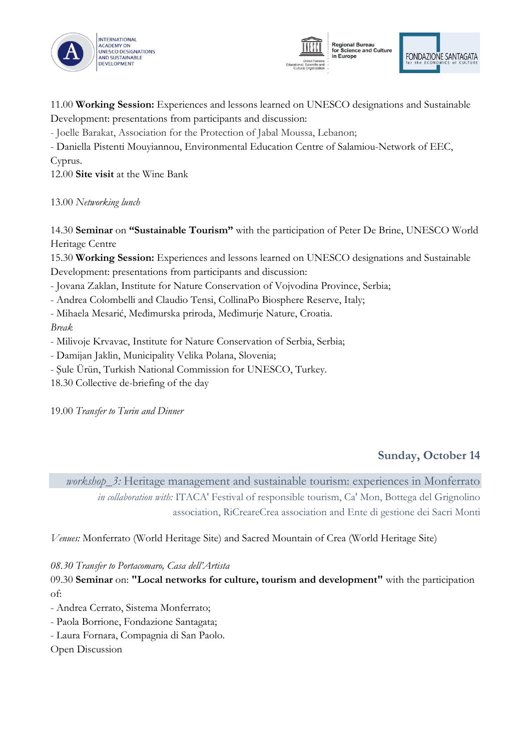11.00 **Working Session:** Experiences and lessons learned on UNESCO designations and Sustainable Development: presentations from participants and discussion:

- Joelle Barakat, Association for the Protection of Jabal Moussa, Lebanon;
- Daniella Pistenti Mouyiannou, Environmental Education Centre of Salamiou-Network of EEC, Cyprus.

12.00 **Site visit** at the Wine Bank

13.00 *Networking lunch*

14.30 **Seminar** on **"Sustainable Tourism"** with the participation of Peter De Brine, UNESCO World Heritage Centre

15.30 **Working Session:** Experiences and lessons learned on UNESCO designations and Sustainable Development: presentations from participants and discussion:

- Jovana Zaklan, Institute for Nature Conservation of Vojvodina Province, Serbia;
- Andrea Colombelli and Claudio Tensi, CollinaPo Biosphere Reserve, Italy;
- Mihaela Mesarić, Međimurska priroda, Međimurje Nature, Croatia.

*Break*

- Milivoje Krvavac, Institute for Nature Conservation of Serbia, Serbia;
- Damijan Jaklin, Municipality Velika Polana, Slovenia;
- Şule Ürün, Turkish National Commission for UNESCO, Turkey.

18.30 Collective de-briefing of the day

19.00 *Transfer to Turin and Dinner*

## Sunday, October 14

*workshop_3:* Heritage management and sustainable tourism: experiences in Monferrato

*in collaboration with:* ITACA' Festival of responsible tourism, Ca' Mon, Bottega del Grignolino association, RiCreareCrea association and Ente di gestione dei Sacri Monti

*Venues:* Monferrato (World Heritage Site) and Sacred Mountain of Crea (World Heritage Site)

*08.30 Transfer to Portacomaro, Casa dell'Artista*

09.30 **Seminar** on: **"Local networks for culture, tourism and development"** with the participation of:

- Andrea Cerrato, Sistema Monferrato;
- Paola Borrione, Fondazione Santagata;
- Laura Fornara, Compagnia di San Paolo.

Open Discussion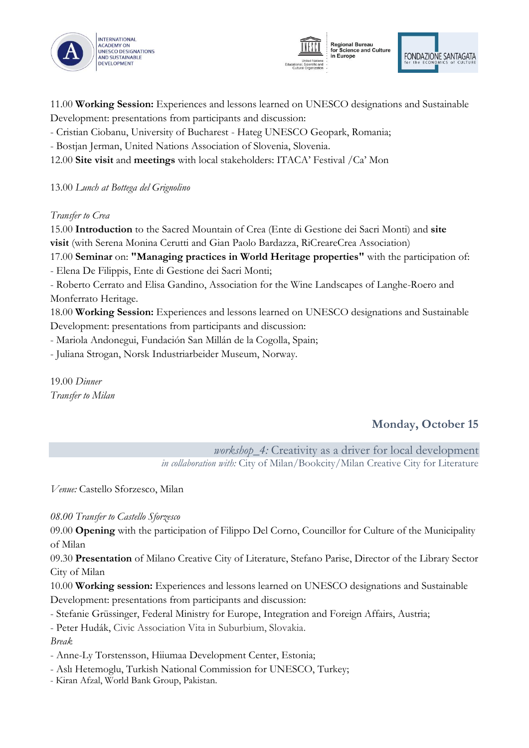11.00 **Working Session:** Experiences and lessons learned on UNESCO designations and Sustainable Development: presentations from participants and discussion:

- Cristian Ciobanu, University of Bucharest - Hateg UNESCO Geopark, Romania;
- Bostjan Jerman, United Nations Association of Slovenia, Slovenia.

12.00 **Site visit** and **meetings** with local stakeholders: ITACA' Festival /Ca' Mon

13.00 *Lunch at Bottega del Grignolino*

*Transfer to Crea*

15.00 **Introduction** to the Sacred Mountain of Crea (Ente di Gestione dei Sacri Monti) and **site visit** (with Serena Monina Cerutti and Gian Paolo Bardazza, RiCreareCrea Association)

17.00 **Seminar** on: **"Managing practices in World Heritage properties"** with the participation of:

- Elena De Filippis, Ente di Gestione dei Sacri Monti;
- Roberto Cerrato and Elisa Gandino, Association for the Wine Landscapes of Langhe-Roero and Monferrato Heritage.

18.00 **Working Session:** Experiences and lessons learned on UNESCO designations and Sustainable Development: presentations from participants and discussion:

- Mariola Andonegui, Fundación San Millán de la Cogolla, Spain;
- Juliana Strogan, Norsk Industriarbeider Museum, Norway.

19.00 *Dinner*

*Transfer to Milan*

## Monday, October 15

*workshop_4:* Creativity as a driver for local development

*in collaboration with:* City of Milan/Bookcity/Milan Creative City for Literature

*Venue:* Castello Sforzesco, Milan

*08.00 Transfer to Castello Sforzesco*

09.00 **Opening** with the participation of Filippo Del Corno, Councillor for Culture of the Municipality of Milan

09.30 **Presentation** of Milano Creative City of Literature, Stefano Parise, Director of the Library Sector City of Milan

10.00 **Working session:** Experiences and lessons learned on UNESCO designations and Sustainable Development: presentations from participants and discussion:

- Stefanie Grüssinger, Federal Ministry for Europe, Integration and Foreign Affairs, Austria;
- Peter Hudák, Civic Association Vita in Suburbium, Slovakia.

*Break*

- Anne-Ly Torstensson, Hiiumaa Development Center, Estonia;
- Aslı Hetemoglu, Turkish National Commission for UNESCO, Turkey;
- Kiran Afzal, World Bank Group, Pakistan.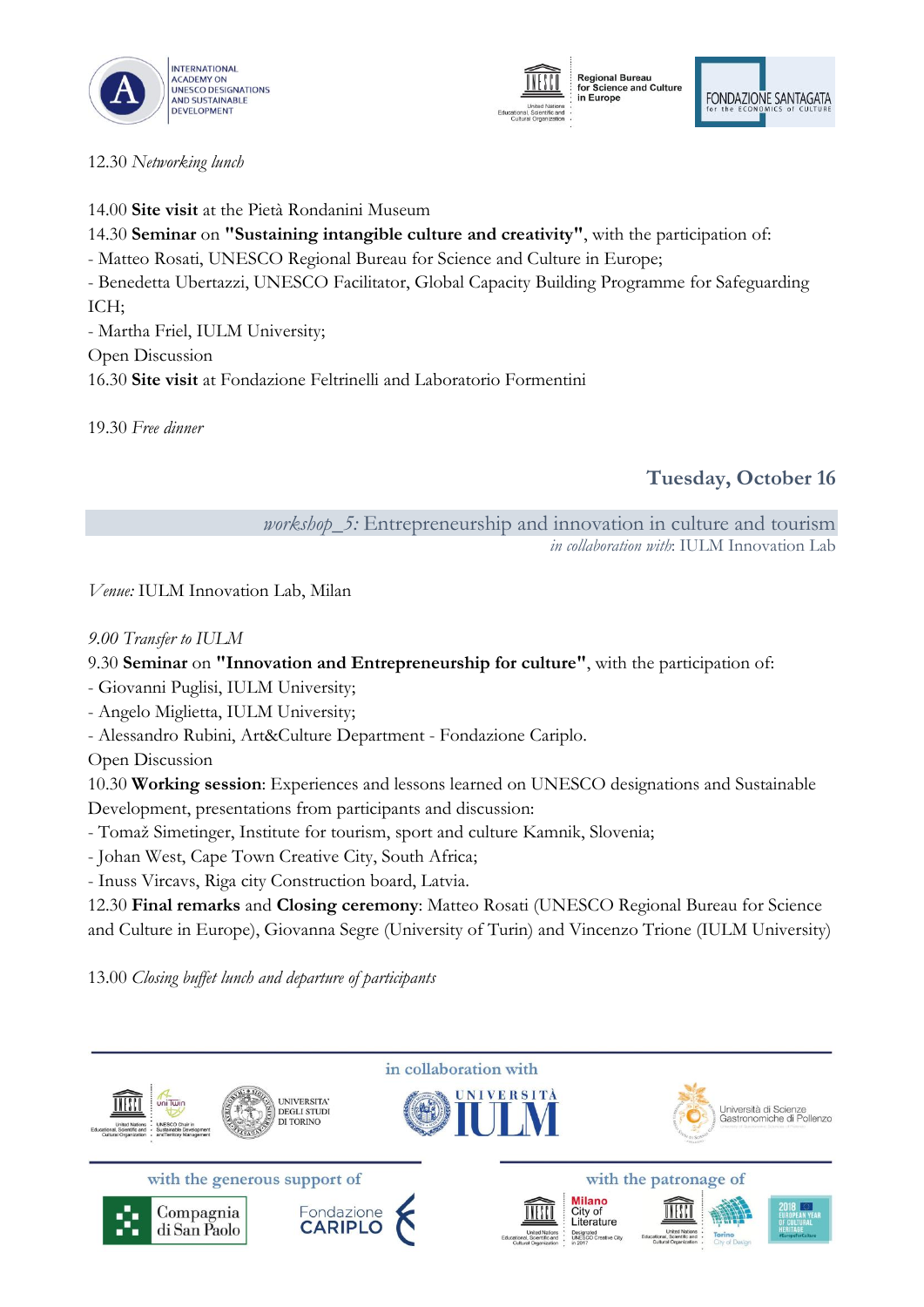12.30 *Networking lunch*

14.00 **Site visit** at the Pietà Rondanini Museum
14.30 **Seminar** on **"Sustaining intangible culture and creativity"**, with the participation of:
- Matteo Rosati, UNESCO Regional Bureau for Science and Culture in Europe;
- Benedetta Ubertazzi, UNESCO Facilitator, Global Capacity Building Programme for Safeguarding ICH;
- Martha Friel, IULM University;

Open Discussion
16.30 **Site visit** at Fondazione Feltrinelli and Laboratorio Formentini

19.30 *Free dinner*

## Tuesday, October 16

### *workshop_5:* Entrepreneurship and innovation in culture and tourism

*in collaboration with*: IULM Innovation Lab

*Venue:* IULM Innovation Lab, Milan

*9.00 Transfer to IULM*
9.30 **Seminar** on **"Innovation and Entrepreneurship for culture"**, with the participation of:
- Giovanni Puglisi, IULM University;
- Angelo Miglietta, IULM University;
- Alessandro Rubini, Art&Culture Department - Fondazione Cariplo.

Open Discussion
10.30 **Working session**: Experiences and lessons learned on UNESCO designations and Sustainable Development, presentations from participants and discussion:
- Tomaž Simetinger, Institute for tourism, sport and culture Kamnik, Slovenia;
- Johan West, Cape Town Creative City, South Africa;
- Inuss Vircavs, Riga city Construction board, Latvia.

12.30 **Final remarks** and **Closing ceremony**: Matteo Rosati (UNESCO Regional Bureau for Science and Culture in Europe), Giovanna Segre (University of Turin) and Vincenzo Trione (IULM University)

13.00 *Closing buffet lunch and departure of participants*

in collaboration with

with the generous support of

with the patronage of